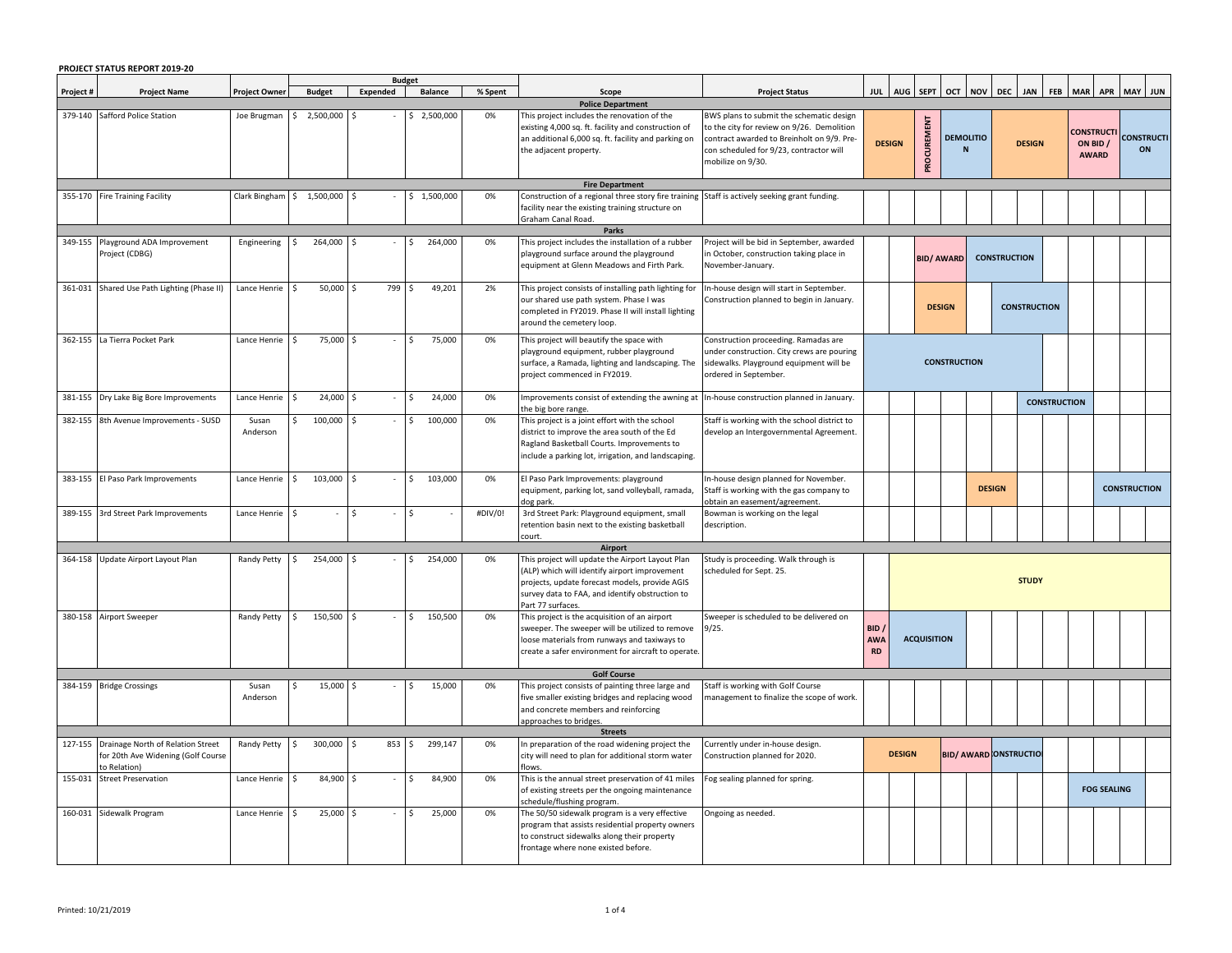**PROJECT STATUS REPORT 2019-20**

| Project # | Project Name | Project Owner | Budget | | | | Scope | Project Status | JUL | AUG | SEPT | OCT | NOV | DEC | JAN | FEB | MAR | APR | MAY | JUN |
|---|---|---|---|---|---|---|---|---|---|---|---|---|---|---|---|---|---|---|---|---|
| | | | Budget | Expended | Balance | % Spent | | | | | | | | | | | | | | |
| **Police Department** | | | | | | | | | | | | | | | | | | | | |
| 379-140 | Safford Police Station | Joe Brugman | $ 2,500,000 | $ - | $ 2,500,000 | 0% | This project includes the renovation of the existing 4,000 sq. ft. facility and construction of an additional 6,000 sq. ft. facility and parking on the adjacent property. | BWS plans to submit the schematic design to the city for review on 9/26. Demolition contract awarded to Breinholt on 9/9. Pre-con scheduled for 9/23, contractor will mobilize on 9/30. | DESIGN | DESIGN | PROCUREMENT | DEMOLITION | DEMOLITION | DESIGN | DESIGN | DESIGN | CONSTRUCTION BID / AWARD | CONSTRUCTION BID / AWARD | CONSTRUCTION | CONSTRUCTION |
| **Fire Department** | | | | | | | | | | | | | | | | | | | | |
| 355-170 | Fire Training Facility | Clark Bingham | $ 1,500,000 | $ - | $ 1,500,000 | 0% | Construction of a regional three story fire training facility near the existing training structure on Graham Canal Road. | Staff is actively seeking grant funding. | | | | | | | | | | | | |
| **Parks** | | | | | | | | | | | | | | | | | | | | |
| 349-155 | Playground ADA Improvement Project (CDBG) | Engineering | $ 264,000 | $ - | $ 264,000 | 0% | This project includes the installation of a rubber playground surface around the playground equipment at Glenn Meadows and Firth Park. | Project will be bid in September, awarded in October, construction taking place in November-January. | | | BID/ AWARD | BID/ AWARD | CONSTRUCTION | CONSTRUCTION | | | | | | |
| 361-031 | Shared Use Path Lighting (Phase II) | Lance Henrie | $ 50,000 | $ 799 | $ 49,201 | 2% | This project consists of installing path lighting for our shared use path system. Phase I was completed in FY2019. Phase II will install lighting around the cemetery loop. | In-house design will start in September. Construction planned to begin in January. | | | DESIGN | DESIGN | | CONSTRUCTION | CONSTRUCTION | CONSTRUCTION | | | | |
| 362-155 | La Tierra Pocket Park | Lance Henrie | $ 75,000 | $ - | $ 75,000 | 0% | This project will beautify the space with playground equipment, rubber playground surface, a Ramada, lighting and landscaping. The project commenced in FY2019. | Construction proceeding. Ramadas are under construction. City crews are pouring sidewalks. Playground equipment will be ordered in September. | CONSTRUCTION | CONSTRUCTION | CONSTRUCTION | CONSTRUCTION | CONSTRUCTION | CONSTRUCTION | CONSTRUCTION | | | | | |
| 381-155 | Dry Lake Big Bore Improvements | Lance Henrie | $ 24,000 | $ - | $ 24,000 | 0% | Improvements consist of extending the awning at the big bore range. | In-house construction planned in January. | | | | | | | CONSTRUCTION | CONSTRUCTION | CONSTRUCTION | | | |
| 382-155 | 8th Avenue Improvements - SUSD | Susan Anderson | $ 100,000 | $ - | $ 100,000 | 0% | This project is a joint effort with the school district to improve the area south of the Ed Ragland Basketball Courts. Improvements to include a parking lot, irrigation, and landscaping. | Staff is working with the school district to develop an Intergovernmental Agreement. | | | | | | | | | | | | |
| 383-155 | El Paso Park Improvements | Lance Henrie | $ 103,000 | $ - | $ 103,000 | 0% | El Paso Park Improvements: playground equipment, parking lot, sand volleyball, ramada, dog park. | In-house design planned for November. Staff is working with the gas company to obtain an easement/agreement. | | | | | DESIGN | DESIGN | | | | | CONSTRUCTION | CONSTRUCTION |
| 389-155 | 3rd Street Park Improvements | Lance Henrie | $ - | $ - | $ - | #DIV/0! | 3rd Street Park: Playground equipment, small retention basin next to the existing basketball court. | Bowman is working on the legal description. | | | | | | | | | | | | |
| **Airport** | | | | | | | | | | | | | | | | | | | | |
| 364-158 | Update Airport Layout Plan | Randy Petty | $ 254,000 | $ - | $ 254,000 | 0% | This project will update the Airport Layout Plan (ALP) which will identify airport improvement projects, update forecast models, provide AGIS survey data to FAA, and identify obstruction to Part 77 surfaces. | Study is proceeding. Walk through is scheduled for Sept. 25. | | STUDY | STUDY | STUDY | STUDY | STUDY | STUDY | STUDY | STUDY | STUDY | STUDY | STUDY |
| 380-158 | Airport Sweeper | Randy Petty | $ 150,500 | $ - | $ 150,500 | 0% | This project is the acquisition of an airport sweeper. The sweeper will be utilized to remove loose materials from runways and taxiways to create a safer environment for aircraft to operate. | Sweeper is scheduled to be delivered on 9/25. | BID / AWARD | ACQUISITION | ACQUISITION | | | | | | | | | |
| **Golf Course** | | | | | | | | | | | | | | | | | | | | |
| 384-159 | Bridge Crossings | Susan Anderson | $ 15,000 | $ - | $ 15,000 | 0% | This project consists of painting three large and five smaller existing bridges and replacing wood and concrete members and reinforcing approaches to bridges. | Staff is working with Golf Course management to finalize the scope of work. | | | | | | | | | | | | |
| **Streets** | | | | | | | | | | | | | | | | | | | | |
| 127-155 | Drainage North of Relation Street for 20th Ave Widening (Golf Course to Relation) | Randy Petty | $ 300,000 | $ 853 | $ 299,147 | 0% | In preparation of the road widening project the city will need to plan for additional storm water flows. | Currently under in-house design. Construction planned for 2020. | DESIGN | DESIGN | DESIGN | BID/ AWARD | BID/ AWARD | CONSTRUCTION | CONSTRUCTION | | | | | |
| 155-031 | Street Preservation | Lance Henrie | $ 84,900 | $ - | $ 84,900 | 0% | This is the annual street preservation of 41 miles of existing streets per the ongoing maintenance schedule/flushing program. | Fog sealing planned for spring. | | | | | | | | | FOG SEALING | FOG SEALING | FOG SEALING | |
| 160-031 | Sidewalk Program | Lance Henrie | $ 25,000 | $ - | $ 25,000 | 0% | The 50/50 sidewalk program is a very effective program that assists residential property owners to construct sidewalks along their property frontage where none existed before. | Ongoing as needed. | | | | | | | | | | | | |

Printed: 10/21/2019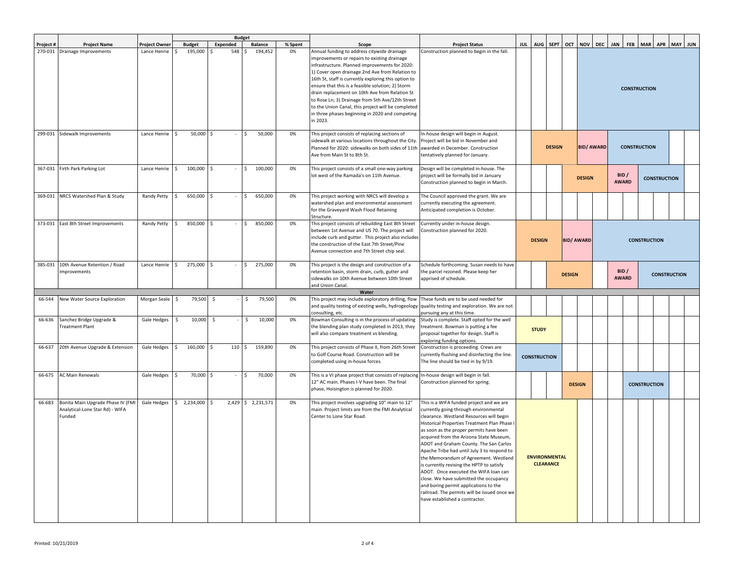| Project # | Project Name | Project Owner | Budget | | | | Scope | Project Status | JUL | AUG | SEPT | OCT | NOV | DEC | JAN | FEB | MAR | APR | MAY | JUN |
|---|---|---|---|---|---|---|---|---|---|---|---|---|---|---|---|---|---|---|---|---|
| | | | Budget | Expended | Balance | % Spent | | | | | | | | | | | | | | |
| 270-031 | Drainage Improvements | Lance Henrie | $ 195,000 | $ 548 | $ 194,452 | 0% | Annual funding to address citywide drainage improvements or repairs to existing drainage infrastructure. Planned improvements for 2020: 1) Cover open drainage 2nd Ave from Relation to 16th St, staff is currently exploring this option to ensure that this is a feasible solution; 2) Storm drain replacement on 10th Ave from Relation St to Rose Ln; 3) Drainage from 5th Ave/12th Street to the Union Canal, this project will be completed in three phases beginning in 2020 and competing in 2023. | Construction planned to begin in the fall. | | | | | CONSTRUCTION | CONSTRUCTION | CONSTRUCTION | CONSTRUCTION | CONSTRUCTION | CONSTRUCTION | CONSTRUCTION | CONSTRUCTION |
| 299-031 | Sidewalk Improvements | Lance Henrie | $ 50,000 | $ - | $ 50,000 | 0% | This project consists of replacing sections of sidewalk at various locations throughout the City. Planned for 2020: sidewalks on both sides of 11th Ave from Main St to 8th St. | In-house design will begin in August. Project will be bid in November and awarded in December. Construction tentatively planned for January. | | DESIGN | DESIGN | DESIGN | BID/ AWARD | BID/ AWARD | CONSTRUCTION | CONSTRUCTION | CONSTRUCTION | CONSTRUCTION | | |
| 367-031 | Firth Park Parking Lot | Lance Henrie | $ 100,000 | $ - | $ 100,000 | 0% | This project consists of a small one-way parking lot west of the Ramada's on 11th Avenue. | Design will be completed in-house. The project will be formally bid in January Construction planned to begin in March. | | | | DESIGN | DESIGN | DESIGN | BID / AWARD | BID / AWARD | CONSTRUCTION | CONSTRUCTION | CONSTRUCTION | |
| 369-031 | NRCS Watershed Plan & Study | Randy Petty | $ 650,000 | $ - | $ 650,000 | 0% | This project working with NRCS will develop a watershed plan and environmental assessment for the Graveyard Wash Flood Retaining Structure. | The Council approved the grant. We are currently executing the agreement. Anticipated completion is October. | | | | | | | | | | | | |
| 373-031 | East 8th Street Improvements | Randy Petty | $ 850,000 | $ - | $ 850,000 | 0% | This project consists of rebuilding East 8th Street between 1st Avenue and US 70. The project will include curb and gutter. This project also includes the construction of the East 7th Street/Pine Avenue connection and 7th Street chip seal. | Currently under in-house design. Construction planned for 2020. | DESIGN | DESIGN | DESIGN | BID/ AWARD | BID/ AWARD | CONSTRUCTION | CONSTRUCTION | CONSTRUCTION | CONSTRUCTION | CONSTRUCTION | CONSTRUCTION | CONSTRUCTION |
| 385-031 | 10th Avenue Retention / Road Improvements | Lance Henrie | $ 275,000 | $ - | $ 275,000 | 0% | This project is the design and construction of a retention basin, storm drain, curb, gutter and sidewalks on 10th Avenue between 10th Street and Union Canal. | Schedule forthcoming. Susan needs to have the parcel rezoned. Please keep her apprised of schedule. | | | DESIGN | DESIGN | DESIGN | | BID / AWARD | BID / AWARD | CONSTRUCTION | CONSTRUCTION | CONSTRUCTION | CONSTRUCTION |
| **Water** | | | | | | | | | | | | | | | | | | | | |
| 66-544 | New Water Source Exploration | Morgan Seale | $ 79,500 | $ - | $ 79,500 | 0% | This project may include exploratory drilling, flow and quality testing of existing wells, hydrogeology consulting, etc. | These funds are to be used needed for quality testing and exploration. We are not pursuing any at this time. | | | | | | | | | | | | |
| 66-636 | Sanchez Bridge Upgrade & Treatment Plant | Gale Hedges | $ 10,000 | $ - | $ 10,000 | 0% | Bowman Consulting is in the process of updating the blending plan study completed in 2013, they will also compare treatment vs blending. | Study is complete. Staff opted for the well treatment. Bowman is putting a fee proposal together for design. Staff is exploring funding options. | STUDY | STUDY | | | | | | | | | | |
| 66-637 | 20th Avenue Upgrade & Extension | Gale Hedges | $ 160,000 | $ 110 | $ 159,890 | 0% | This project consists of Phase II, from 26th Street to Golf Course Road. Construction will be completed using in-house forces. | Construction is proceeding. Crews are currently flushing and disinfecting the line. The line should be tied in by 9/19. | CONSTRUCTION | CONSTRUCTION | | | | | | | | | | |
| 66-675 | AC Main Renewals | Gale Hedges | $ 70,000 | $ - | $ 70,000 | 0% | This is a VI phase project that consists of replacing 12" AC main. Phases I-V have been. The final phase, Hoisington is planned for 2020. | In-house design will begin in fall. Construction planned for spring. | | | | DESIGN | DESIGN | | | CONSTRUCTION | CONSTRUCTION | CONSTRUCTION | | |
| 66-683 | Bonita Main Upgrade Phase IV (FMI Analytical-Lone Star Rd) - WIFA Funded | Gale Hedges | $ 2,234,000 | $ 2,429 | $ 2,231,571 | 0% | This project involves upgrading 10" main to 12" main. Project limits are from the FMI Analytical Center to Lone Star Road. | This is a WIFA funded project and we are currently going through environmental clearance. Westland Resources will begin Historical Properties Treatment Plan Phase I as soon as the proper permits have been acquired from the Arizona State Museum, ADOT and Graham County. The San Carlos Apache Tribe had until July 3 to respond to the Memorandum of Agreement. Westland is currently revising the HPTP to satisfy ADOT. Once executed the WIFA loan can close. We have submitted the occupancy and boring permit applications to the railroad. The permits will be issued once we have established a contractor. | ENVIRONMENTAL CLEARANCE | ENVIRONMENTAL CLEARANCE | ENVIRONMENTAL CLEARANCE | | | | | | | | | |

Printed: 10/21/2019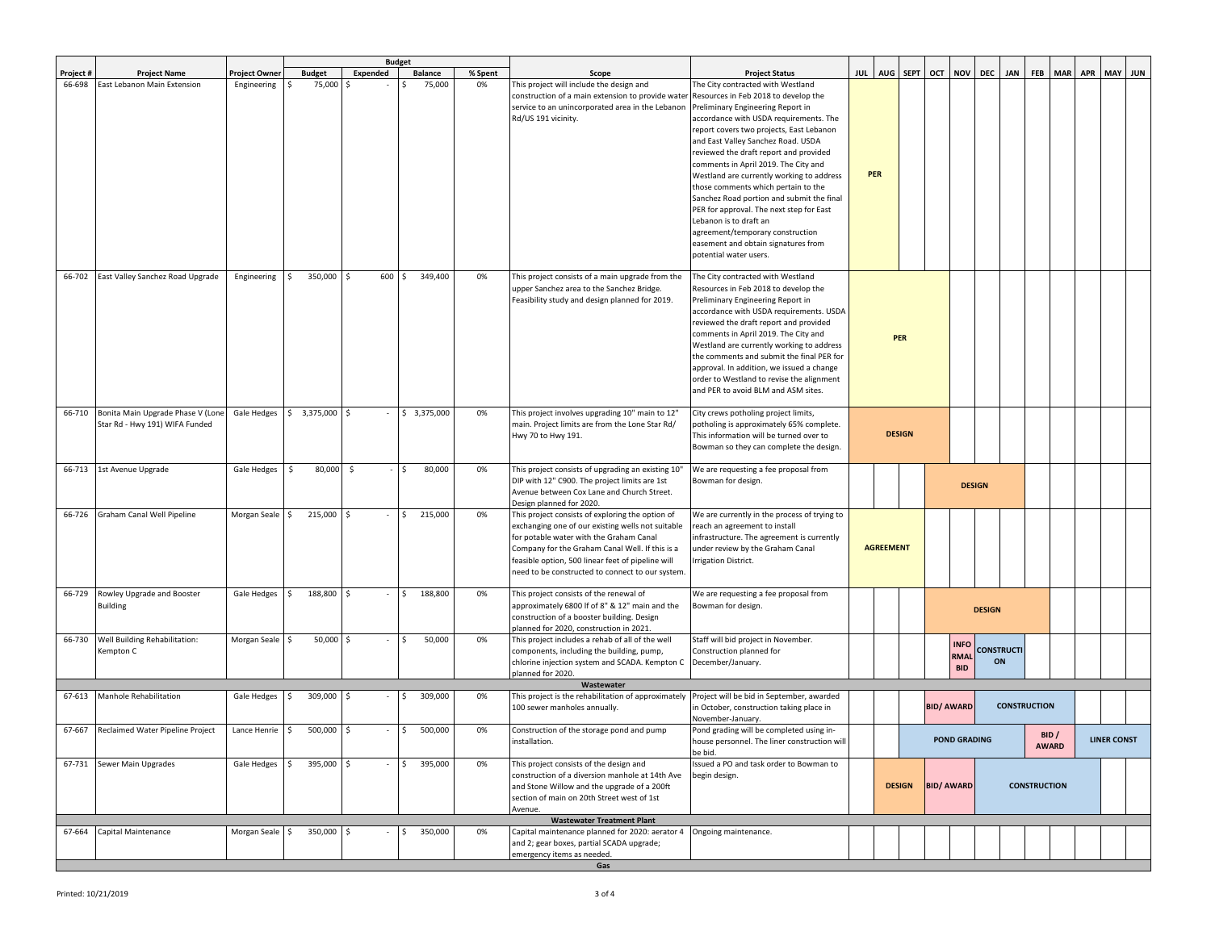| Project # | Project Name | Project Owner | Budget | | | | Scope | Project Status | JUL | AUG | SEPT | OCT | NOV | DEC | JAN | FEB | MAR | APR | MAY | JUN |
|---|---|---|---|---|---|---|---|---|---|---|---|---|---|---|---|---|---|---|---|---|
| | | | Budget | Expended | Balance | % Spent | | | | | | | | | | | | | | |
| 66-698 | East Lebanon Main Extension | Engineering | $ 75,000 | $ - | $ 75,000 | 0% | This project will include the design and construction of a main extension to provide water service to an unincorporated area in the Lebanon Rd/US 191 vicinity. | The City contracted with Westland Resources in Feb 2018 to develop the Preliminary Engineering Report in accordance with USDA requirements. The report covers two projects, East Lebanon and East Valley Sanchez Road. USDA reviewed the draft report and provided comments in April 2019. The City and Westland are currently working to address those comments which pertain to the Sanchez Road portion and submit the final PER for approval. The next step for East Lebanon is to draft an agreement/temporary construction easement and obtain signatures from potential water users. | PER | PER | | | | | | | | | | |
| 66-702 | East Valley Sanchez Road Upgrade | Engineering | $ 350,000 | $ 600 | $ 349,400 | 0% | This project consists of a main upgrade from the upper Sanchez area to the Sanchez Bridge. Feasibility study and design planned for 2019. | The City contracted with Westland Resources in Feb 2018 to develop the Preliminary Engineering Report in accordance with USDA requirements. USDA reviewed the draft report and provided comments in April 2019. The City and Westland are currently working to address the comments and submit the final PER for approval. In addition, we issued a change order to Westland to revise the alignment and PER to avoid BLM and ASM sites. | PER | PER | PER | PER | | | | | | | | |
| 66-710 | Bonita Main Upgrade Phase V (Lone Star Rd - Hwy 191) WIFA Funded | Gale Hedges | $ 3,375,000 | $ - | $ 3,375,000 | 0% | This project involves upgrading 10" main to 12" main. Project limits are from the Lone Star Rd/ Hwy 70 to Hwy 191. | City crews potholing project limits, potholing is approximately 65% complete. This information will be turned over to Bowman so they can complete the design. | DESIGN | DESIGN | DESIGN | DESIGN | | | | | | | | |
| 66-713 | 1st Avenue Upgrade | Gale Hedges | $ 80,000 | $ - | $ 80,000 | 0% | This project consists of upgrading an existing 10" DIP with 12" C900. The project limits are 1st Avenue between Cox Lane and Church Street. Design planned for 2020. | We are requesting a fee proposal from Bowman for design. | | | | DESIGN | DESIGN | DESIGN | DESIGN | | | | | |
| 66-726 | Graham Canal Well Pipeline | Morgan Seale | $ 215,000 | $ - | $ 215,000 | 0% | This project consists of exploring the option of exchanging one of our existing wells not suitable for potable water with the Graham Canal Company for the Graham Canal Well. If this is a feasible option, 500 linear feet of pipeline will need to be constructed to connect to our system. | We are currently in the process of trying to reach an agreement to install infrastructure. The agreement is currently under review by the Graham Canal Irrigation District. | AGREEMENT | AGREEMENT | AGREEMENT | | | | | | | | | |
| 66-729 | Rowley Upgrade and Booster Building | Gale Hedges | $ 188,800 | $ - | $ 188,800 | 0% | This project consists of the renewal of approximately 6800 lf of 8" & 12" main and the construction of a booster building. Design planned for 2020, construction in 2021. | We are requesting a fee proposal from Bowman for design. | | | | DESIGN | DESIGN | DESIGN | DESIGN | DESIGN | | | | |
| 66-730 | Well Building Rehabilitation: Kempton C | Morgan Seale | $ 50,000 | $ - | $ 50,000 | 0% | This project includes a rehab of all of the well components, including the building, pump, chlorine injection system and SCADA. Kempton C planned for 2020. | Staff will bid project in November. Construction planned for December/January. | | | | | INFORMAL BID | CONSTRUCTION | CONSTRUCTION | | | | | |
| | | | | | | | **Wastewater** | | | | | | | | | | | | | |
| 67-613 | Manhole Rehabilitation | Gale Hedges | $ 309,000 | $ - | $ 309,000 | 0% | This project is the rehabilitation of approximately 100 sewer manholes annually. | Project will be bid in September, awarded in October, construction taking place in November-January. | | | | BID/ AWARD | BID/ AWARD | CONSTRUCTION | CONSTRUCTION | CONSTRUCTION | | | | |
| 67-667 | Reclaimed Water Pipeline Project | Lance Henrie | $ 500,000 | $ - | $ 500,000 | 0% | Construction of the storage pond and pump installation. | Pond grading will be completed using in-house personnel. The liner construction will be bid. | | | POND GRADING | POND GRADING | POND GRADING | POND GRADING | POND GRADING | BID / AWARD | BID / AWARD | | LINER CONST | LINER CONST |
| 67-731 | Sewer Main Upgrades | Gale Hedges | $ 395,000 | $ - | $ 395,000 | 0% | This project consists of the design and construction of a diversion manhole at 14th Ave and Stone Willow and the upgrade of a 200ft section of main on 20th Street west of 1st Avenue. | Issued a PO and task order to Bowman to begin design. | | DESIGN | DESIGN | BID/ AWARD | BID/ AWARD | CONSTRUCTION | CONSTRUCTION | CONSTRUCTION | CONSTRUCTION | CONSTRUCTION | | |
| | | | | | | | **Wastewater Treatment Plant** | | | | | | | | | | | | | |
| 67-664 | Capital Maintenance | Morgan Seale | $ 350,000 | $ - | $ 350,000 | 0% | Capital maintenance planned for 2020: aerator 4 and 2; gear boxes, partial SCADA upgrade; emergency items as needed. | Ongoing maintenance. | | | | | | | | | | | | |
| | | | | | | | **Gas** | | | | | | | | | | | | | |

Printed: 10/21/2019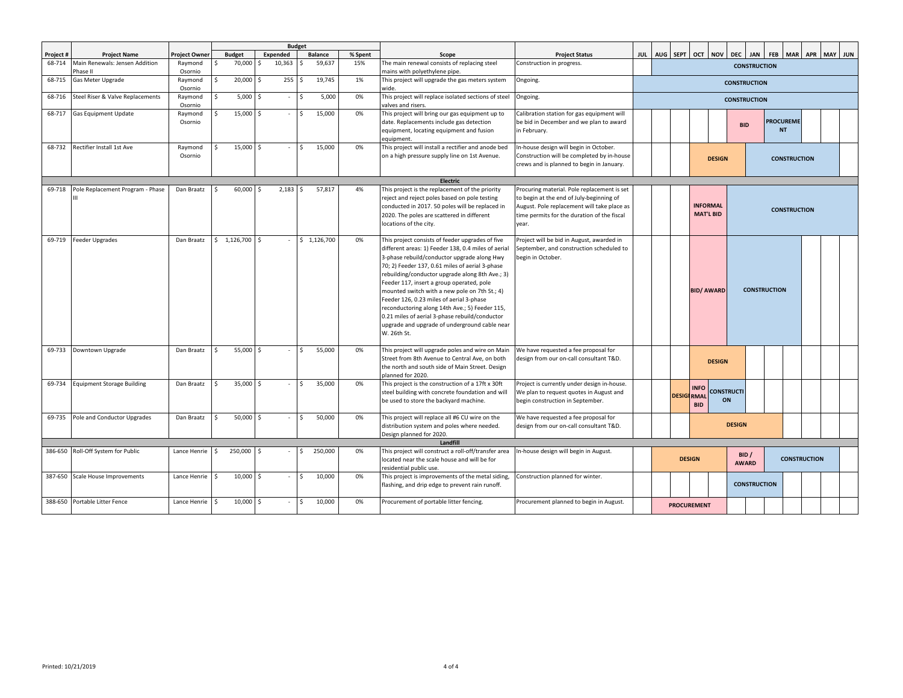| Project # | Project Name | Project Owner | Budget | | | | Scope | Project Status | JUL | AUG | SEPT | OCT | NOV | DEC | JAN | FEB | MAR | APR | MAY | JUN |
|---|---|---|---|---|---|---|---|---|---|---|---|---|---|---|---|---|---|---|---|---|
| | | | Budget | Expended | Balance | % Spent | | | | | | | | | | | | | | |
| 68-714 | Main Renewals: Jensen Addition Phase II | Raymond Osornio | $ 70,000 | $ 10,363 | $ 59,637 | 15% | The main renewal consists of replacing steel mains with polyethylene pipe. | Construction in progress. | | CONSTRUCTION | CONSTRUCTION | CONSTRUCTION | CONSTRUCTION | CONSTRUCTION | CONSTRUCTION | CONSTRUCTION | CONSTRUCTION | CONSTRUCTION | CONSTRUCTION | CONSTRUCTION |
| 68-715 | Gas Meter Upgrade | Raymond Osornio | $ 20,000 | $ 255 | $ 19,745 | 1% | This project will upgrade the gas meters system wide. | Ongoing. | CONSTRUCTION | CONSTRUCTION | CONSTRUCTION | CONSTRUCTION | CONSTRUCTION | CONSTRUCTION | CONSTRUCTION | CONSTRUCTION | CONSTRUCTION | CONSTRUCTION | CONSTRUCTION | CONSTRUCTION |
| 68-716 | Steel Riser & Valve Replacements | Raymond Osornio | $ 5,000 | $ - | $ 5,000 | 0% | This project will replace isolated sections of steel valves and risers. | Ongoing. | CONSTRUCTION | CONSTRUCTION | CONSTRUCTION | CONSTRUCTION | CONSTRUCTION | CONSTRUCTION | CONSTRUCTION | CONSTRUCTION | CONSTRUCTION | CONSTRUCTION | CONSTRUCTION | CONSTRUCTION |
| 68-717 | Gas Equipment Update | Raymond Osornio | $ 15,000 | $ - | $ 15,000 | 0% | This project will bring our gas equipment up to date. Replacements include gas detection equipment, locating equipment and fusion equipment. | Calibration station for gas equipment will be bid in December and we plan to award in February. | | | | | | BID | | PROCUREMENT | PROCUREMENT | | | |
| 68-732 | Rectifier Install 1st Ave | Raymond Osornio | $ 15,000 | $ - | $ 15,000 | 0% | This project will install a rectifier and anode bed on a high pressure supply line on 1st Avenue. | In-house design will begin in October. Construction will be completed by in-house crews and is planned to begin in January. | | | | DESIGN | DESIGN | DESIGN | CONSTRUCTION | CONSTRUCTION | CONSTRUCTION | CONSTRUCTION | CONSTRUCTION | |
| **Electric** | | | | | | | | | | | | | | | | | | | | |
| 69-718 | Pole Replacement Program - Phase III | Dan Braatz | $ 60,000 | $ 2,183 | $ 57,817 | 4% | This project is the replacement of the priority reject and reject poles based on pole testing conducted in 2017. 50 poles will be replaced in 2020. The poles are scattered in different locations of the city. | Procuring material. Pole replacement is set to begin at the end of July-beginning of August. Pole replacement will take place as time permits for the duration of the fiscal year. | | | | INFORMAL MAT'L BID | INFORMAL MAT'L BID | CONSTRUCTION | CONSTRUCTION | CONSTRUCTION | CONSTRUCTION | CONSTRUCTION | CONSTRUCTION | CONSTRUCTION |
| 69-719 | Feeder Upgrades | Dan Braatz | $ 1,126,700 | $ - | $ 1,126,700 | 0% | This project consists of feeder upgrades of five different areas: 1) Feeder 138, 0.4 miles of aerial 3-phase rebuild/conductor upgrade along Hwy 70; 2) Feeder 137, 0.61 miles of aerial 3-phase rebuilding/conductor upgrade along 8th Ave.; 3) Feeder 117, insert a group operated, pole mounted switch with a new pole on 7th St.; 4) Feeder 126, 0.23 miles of aerial 3-phase reconductoring along 14th Ave.; 5) Feeder 115, 0.21 miles of aerial 3-phase rebuild/conductor upgrade and upgrade of underground cable near W. 26th St. | Project will be bid in August, awarded in September, and construction scheduled to begin in October. | | | | BID/ AWARD | BID/ AWARD | CONSTRUCTION | CONSTRUCTION | CONSTRUCTION | CONSTRUCTION | | | |
| 69-733 | Downtown Upgrade | Dan Braatz | $ 55,000 | $ - | $ 55,000 | 0% | This project will upgrade poles and wire on Main Street from 8th Avenue to Central Ave, on both the north and south side of Main Street. Design planned for 2020. | We have requested a fee proposal for design from our on-call consultant T&D. | | | | DESIGN | DESIGN | DESIGN | | | | | | |
| 69-734 | Equipment Storage Building | Dan Braatz | $ 35,000 | $ - | $ 35,000 | 0% | This project is the construction of a 17ft x 30ft steel building with concrete foundation and will be used to store the backyard machine. | Project is currently under design in-house. We plan to request quotes in August and begin construction in September. | | | DESIGN | INFORMAL BID | CONSTRUCTION | CONSTRUCTION | | | | | | |
| 69-735 | Pole and Conductor Upgrades | Dan Braatz | $ 50,000 | $ - | $ 50,000 | 0% | This project will replace all #6 CU wire on the distribution system and poles where needed. Design planned for 2020. | We have requested a fee proposal for design from our on-call consultant T&D. | | | | DESIGN | DESIGN | DESIGN | DESIGN | DESIGN | | | | |
| **Landfill** | | | | | | | | | | | | | | | | | | | | |
| 386-650 | Roll-Off System for Public | Lance Henrie | $ 250,000 | $ - | $ 250,000 | 0% | This project will construct a roll-off/transfer area located near the scale house and will be for residential public use. | In-house design will begin in August. | | DESIGN | DESIGN | DESIGN | DESIGN | BID / AWARD | BID / AWARD | CONSTRUCTION | CONSTRUCTION | CONSTRUCTION | CONSTRUCTION | |
| 387-650 | Scale House Improvements | Lance Henrie | $ 10,000 | $ - | $ 10,000 | 0% | This project is improvements of the metal siding, flashing, and drip edge to prevent rain runoff. | Construction planned for winter. | | | | | | CONSTRUCTION | CONSTRUCTION | CONSTRUCTION | | | | |
| 388-650 | Portable Litter Fence | Lance Henrie | $ 10,000 | $ - | $ 10,000 | 0% | Procurement of portable litter fencing. | Procurement planned to begin in August. | | PROCUREMENT | PROCUREMENT | PROCUREMENT | PROCUREMENT | | | | | | | |

Printed: 10/21/2019